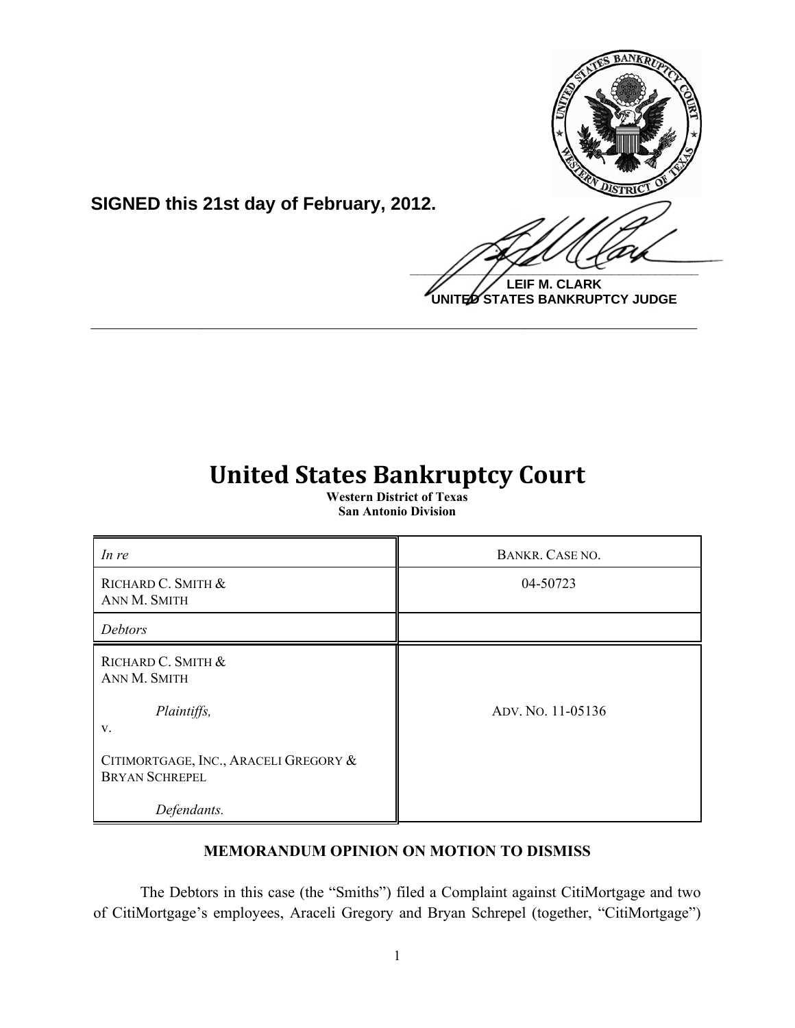**SIGNED this 21st day of February, 2012.**

**LEIF M. CLARK**
**UNITED STATES BANKRUPTCY JUDGE**

---

# United States Bankruptcy Court

**Western District of Texas**
**San Antonio Division**

| *In re* | BANKR. CASE NO. |
|---|---|
| RICHARD C. SMITH & ANN M. SMITH | 04-50723 |
| *Debtors* | |
| RICHARD C. SMITH & ANN M. SMITH<br><br>*Plaintiffs,*<br>v.<br><br>CITIMORTGAGE, INC., ARACELI GREGORY & BRYAN SCHREPEL<br><br>*Defendants.* | ADV. NO. 11-05136 |

**MEMORANDUM OPINION ON MOTION TO DISMISS**

The Debtors in this case (the "Smiths") filed a Complaint against CitiMortgage and two of CitiMortgage's employees, Araceli Gregory and Bryan Schrepel (together, "CitiMortgage")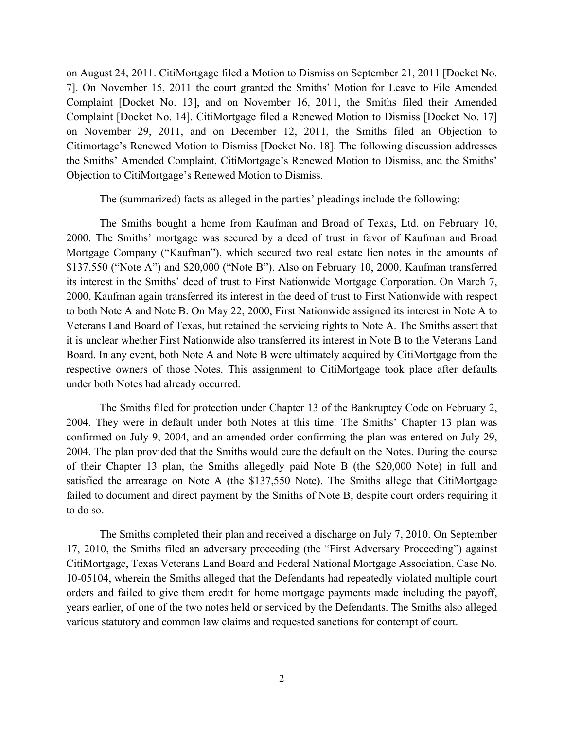on August 24, 2011. CitiMortgage filed a Motion to Dismiss on September 21, 2011 [Docket No. 7]. On November 15, 2011 the court granted the Smiths' Motion for Leave to File Amended Complaint [Docket No. 13], and on November 16, 2011, the Smiths filed their Amended Complaint [Docket No. 14]. CitiMortgage filed a Renewed Motion to Dismiss [Docket No. 17] on November 29, 2011, and on December 12, 2011, the Smiths filed an Objection to Citimortage's Renewed Motion to Dismiss [Docket No. 18]. The following discussion addresses the Smiths' Amended Complaint, CitiMortgage's Renewed Motion to Dismiss, and the Smiths' Objection to CitiMortgage's Renewed Motion to Dismiss.

The (summarized) facts as alleged in the parties' pleadings include the following:

The Smiths bought a home from Kaufman and Broad of Texas, Ltd. on February 10, 2000. The Smiths' mortgage was secured by a deed of trust in favor of Kaufman and Broad Mortgage Company ("Kaufman"), which secured two real estate lien notes in the amounts of \$137,550 ("Note A") and \$20,000 ("Note B"). Also on February 10, 2000, Kaufman transferred its interest in the Smiths' deed of trust to First Nationwide Mortgage Corporation. On March 7, 2000, Kaufman again transferred its interest in the deed of trust to First Nationwide with respect to both Note A and Note B. On May 22, 2000, First Nationwide assigned its interest in Note A to Veterans Land Board of Texas, but retained the servicing rights to Note A. The Smiths assert that it is unclear whether First Nationwide also transferred its interest in Note B to the Veterans Land Board. In any event, both Note A and Note B were ultimately acquired by CitiMortgage from the respective owners of those Notes. This assignment to CitiMortgage took place after defaults under both Notes had already occurred.

The Smiths filed for protection under Chapter 13 of the Bankruptcy Code on February 2, 2004. They were in default under both Notes at this time. The Smiths' Chapter 13 plan was confirmed on July 9, 2004, and an amended order confirming the plan was entered on July 29, 2004. The plan provided that the Smiths would cure the default on the Notes. During the course of their Chapter 13 plan, the Smiths allegedly paid Note B (the \$20,000 Note) in full and satisfied the arrearage on Note A (the \$137,550 Note). The Smiths allege that CitiMortgage failed to document and direct payment by the Smiths of Note B, despite court orders requiring it to do so.

The Smiths completed their plan and received a discharge on July 7, 2010. On September 17, 2010, the Smiths filed an adversary proceeding (the "First Adversary Proceeding") against CitiMortgage, Texas Veterans Land Board and Federal National Mortgage Association, Case No. 10-05104, wherein the Smiths alleged that the Defendants had repeatedly violated multiple court orders and failed to give them credit for home mortgage payments made including the payoff, years earlier, of one of the two notes held or serviced by the Defendants. The Smiths also alleged various statutory and common law claims and requested sanctions for contempt of court.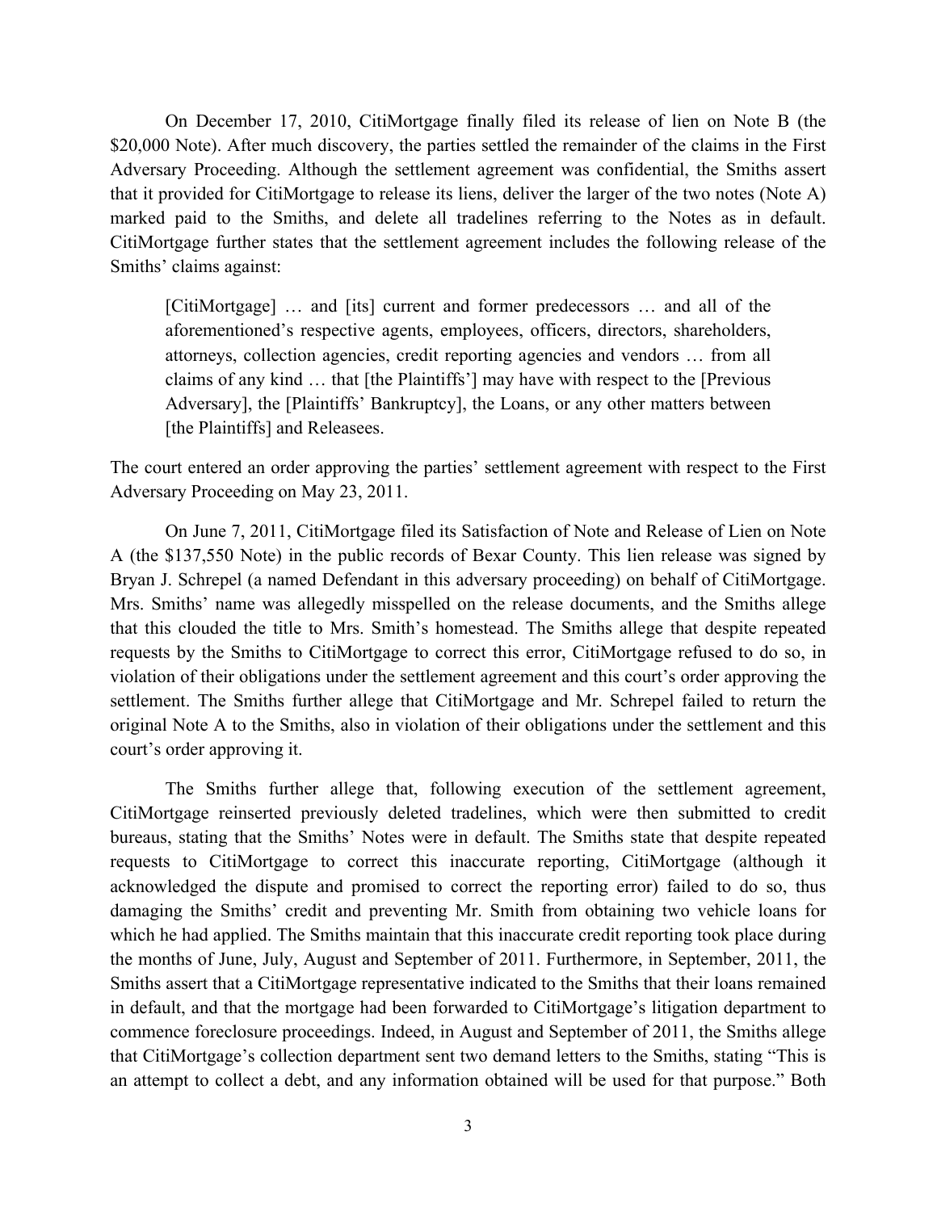On December 17, 2010, CitiMortgage finally filed its release of lien on Note B (the $20,000 Note). After much discovery, the parties settled the remainder of the claims in the First Adversary Proceeding. Although the settlement agreement was confidential, the Smiths assert that it provided for CitiMortgage to release its liens, deliver the larger of the two notes (Note A) marked paid to the Smiths, and delete all tradelines referring to the Notes as in default. CitiMortgage further states that the settlement agreement includes the following release of the Smiths' claims against:

> [CitiMortgage] … and [its] current and former predecessors … and all of the aforementioned's respective agents, employees, officers, directors, shareholders, attorneys, collection agencies, credit reporting agencies and vendors … from all claims of any kind … that [the Plaintiffs'] may have with respect to the [Previous Adversary], the [Plaintiffs' Bankruptcy], the Loans, or any other matters between [the Plaintiffs] and Releasees.

The court entered an order approving the parties' settlement agreement with respect to the First Adversary Proceeding on May 23, 2011.

On June 7, 2011, CitiMortgage filed its Satisfaction of Note and Release of Lien on Note A (the $137,550 Note) in the public records of Bexar County. This lien release was signed by Bryan J. Schrepel (a named Defendant in this adversary proceeding) on behalf of CitiMortgage. Mrs. Smiths' name was allegedly misspelled on the release documents, and the Smiths allege that this clouded the title to Mrs. Smith's homestead. The Smiths allege that despite repeated requests by the Smiths to CitiMortgage to correct this error, CitiMortgage refused to do so, in violation of their obligations under the settlement agreement and this court's order approving the settlement. The Smiths further allege that CitiMortgage and Mr. Schrepel failed to return the original Note A to the Smiths, also in violation of their obligations under the settlement and this court's order approving it.

The Smiths further allege that, following execution of the settlement agreement, CitiMortgage reinserted previously deleted tradelines, which were then submitted to credit bureaus, stating that the Smiths' Notes were in default. The Smiths state that despite repeated requests to CitiMortgage to correct this inaccurate reporting, CitiMortgage (although it acknowledged the dispute and promised to correct the reporting error) failed to do so, thus damaging the Smiths' credit and preventing Mr. Smith from obtaining two vehicle loans for which he had applied. The Smiths maintain that this inaccurate credit reporting took place during the months of June, July, August and September of 2011. Furthermore, in September, 2011, the Smiths assert that a CitiMortgage representative indicated to the Smiths that their loans remained in default, and that the mortgage had been forwarded to CitiMortgage's litigation department to commence foreclosure proceedings. Indeed, in August and September of 2011, the Smiths allege that CitiMortgage's collection department sent two demand letters to the Smiths, stating "This is an attempt to collect a debt, and any information obtained will be used for that purpose." Both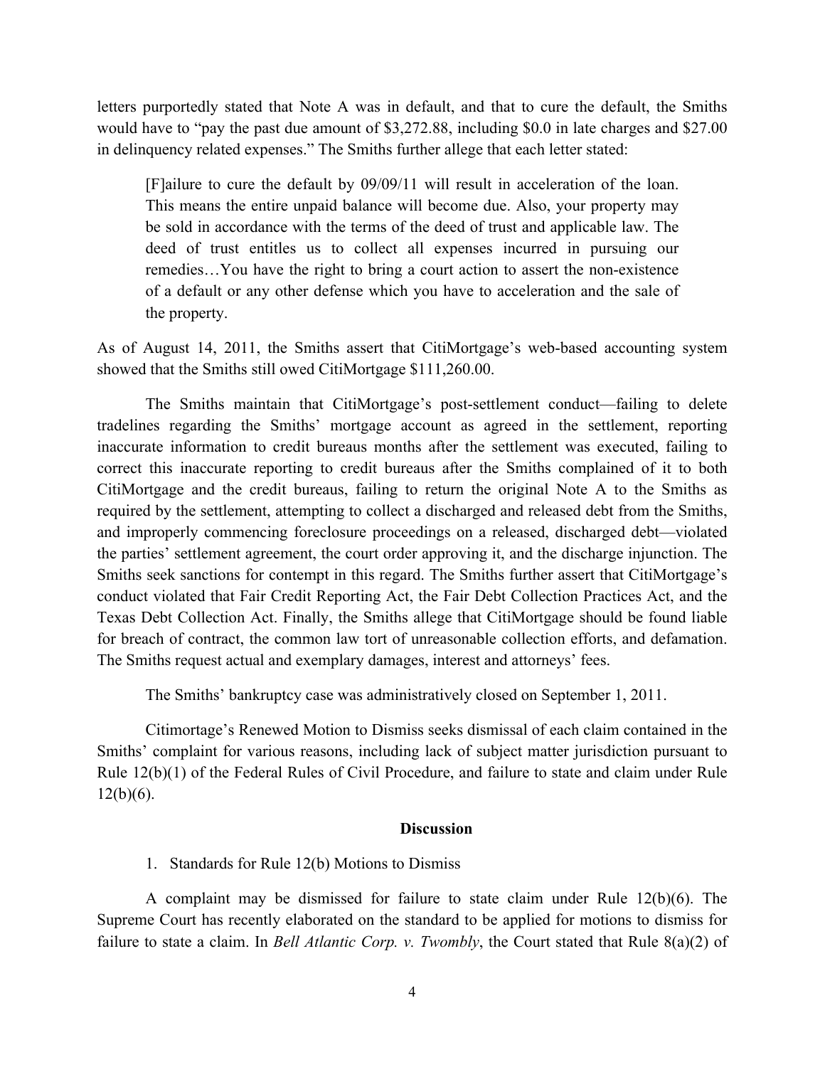letters purportedly stated that Note A was in default, and that to cure the default, the Smiths would have to "pay the past due amount of $3,272.88, including $0.0 in late charges and $27.00 in delinquency related expenses." The Smiths further allege that each letter stated:

> [F]ailure to cure the default by 09/09/11 will result in acceleration of the loan. This means the entire unpaid balance will become due. Also, your property may be sold in accordance with the terms of the deed of trust and applicable law. The deed of trust entitles us to collect all expenses incurred in pursuing our remedies…You have the right to bring a court action to assert the non-existence of a default or any other defense which you have to acceleration and the sale of the property.

As of August 14, 2011, the Smiths assert that CitiMortgage's web-based accounting system showed that the Smiths still owed CitiMortgage $111,260.00.

The Smiths maintain that CitiMortgage's post-settlement conduct—failing to delete tradelines regarding the Smiths' mortgage account as agreed in the settlement, reporting inaccurate information to credit bureaus months after the settlement was executed, failing to correct this inaccurate reporting to credit bureaus after the Smiths complained of it to both CitiMortgage and the credit bureaus, failing to return the original Note A to the Smiths as required by the settlement, attempting to collect a discharged and released debt from the Smiths, and improperly commencing foreclosure proceedings on a released, discharged debt—violated the parties' settlement agreement, the court order approving it, and the discharge injunction. The Smiths seek sanctions for contempt in this regard. The Smiths further assert that CitiMortgage's conduct violated that Fair Credit Reporting Act, the Fair Debt Collection Practices Act, and the Texas Debt Collection Act. Finally, the Smiths allege that CitiMortgage should be found liable for breach of contract, the common law tort of unreasonable collection efforts, and defamation. The Smiths request actual and exemplary damages, interest and attorneys' fees.

The Smiths' bankruptcy case was administratively closed on September 1, 2011.

Citimortage's Renewed Motion to Dismiss seeks dismissal of each claim contained in the Smiths' complaint for various reasons, including lack of subject matter jurisdiction pursuant to Rule 12(b)(1) of the Federal Rules of Civil Procedure, and failure to state and claim under Rule 12(b)(6).

## Discussion

1. Standards for Rule 12(b) Motions to Dismiss

A complaint may be dismissed for failure to state claim under Rule 12(b)(6). The Supreme Court has recently elaborated on the standard to be applied for motions to dismiss for failure to state a claim. In *Bell Atlantic Corp. v. Twombly*, the Court stated that Rule 8(a)(2) of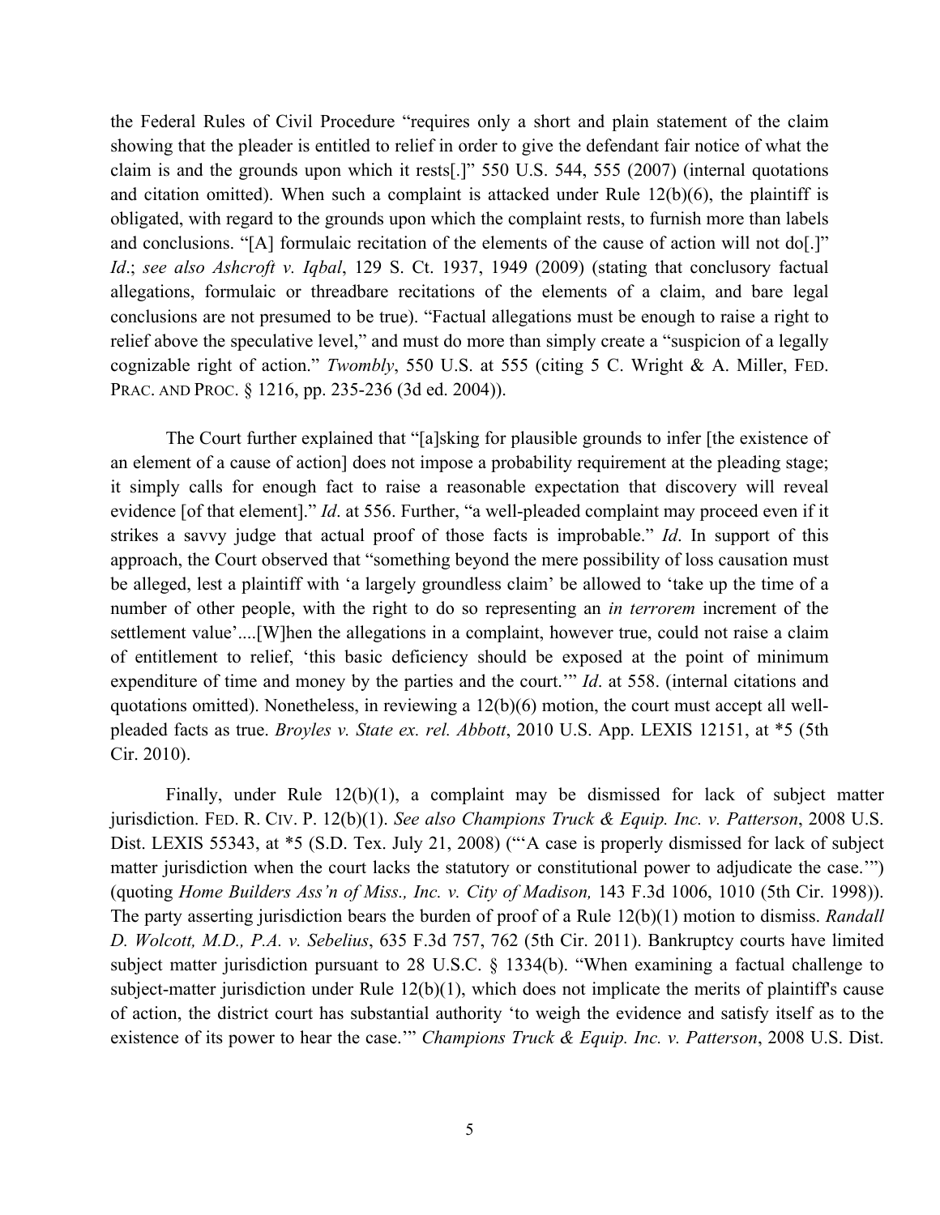the Federal Rules of Civil Procedure "requires only a short and plain statement of the claim showing that the pleader is entitled to relief in order to give the defendant fair notice of what the claim is and the grounds upon which it rests[.]" 550 U.S. 544, 555 (2007) (internal quotations and citation omitted). When such a complaint is attacked under Rule 12(b)(6), the plaintiff is obligated, with regard to the grounds upon which the complaint rests, to furnish more than labels and conclusions. "[A] formulaic recitation of the elements of the cause of action will not do[.]" *Id*.; *see also Ashcroft v. Iqbal*, 129 S. Ct. 1937, 1949 (2009) (stating that conclusory factual allegations, formulaic or threadbare recitations of the elements of a claim, and bare legal conclusions are not presumed to be true). "Factual allegations must be enough to raise a right to relief above the speculative level," and must do more than simply create a "suspicion of a legally cognizable right of action." *Twombly*, 550 U.S. at 555 (citing 5 C. Wright & A. Miller, FED. PRAC. AND PROC. § 1216, pp. 235-236 (3d ed. 2004)).

The Court further explained that "[a]sking for plausible grounds to infer [the existence of an element of a cause of action] does not impose a probability requirement at the pleading stage; it simply calls for enough fact to raise a reasonable expectation that discovery will reveal evidence [of that element]." *Id*. at 556. Further, "a well-pleaded complaint may proceed even if it strikes a savvy judge that actual proof of those facts is improbable." *Id*. In support of this approach, the Court observed that "something beyond the mere possibility of loss causation must be alleged, lest a plaintiff with 'a largely groundless claim' be allowed to 'take up the time of a number of other people, with the right to do so representing an *in terrorem* increment of the settlement value'....[W]hen the allegations in a complaint, however true, could not raise a claim of entitlement to relief, 'this basic deficiency should be exposed at the point of minimum expenditure of time and money by the parties and the court.'" *Id*. at 558. (internal citations and quotations omitted). Nonetheless, in reviewing a 12(b)(6) motion, the court must accept all well-pleaded facts as true. *Broyles v. State ex. rel. Abbott*, 2010 U.S. App. LEXIS 12151, at *5 (5th Cir. 2010).

Finally, under Rule 12(b)(1), a complaint may be dismissed for lack of subject matter jurisdiction. FED. R. CIV. P. 12(b)(1). *See also Champions Truck & Equip. Inc. v. Patterson*, 2008 U.S. Dist. LEXIS 55343, at *5 (S.D. Tex. July 21, 2008) ("'A case is properly dismissed for lack of subject matter jurisdiction when the court lacks the statutory or constitutional power to adjudicate the case.'") (quoting *Home Builders Ass'n of Miss., Inc. v. City of Madison,* 143 F.3d 1006, 1010 (5th Cir. 1998)). The party asserting jurisdiction bears the burden of proof of a Rule 12(b)(1) motion to dismiss. *Randall D. Wolcott, M.D., P.A. v. Sebelius*, 635 F.3d 757, 762 (5th Cir. 2011). Bankruptcy courts have limited subject matter jurisdiction pursuant to 28 U.S.C. § 1334(b). "When examining a factual challenge to subject-matter jurisdiction under Rule 12(b)(1), which does not implicate the merits of plaintiff's cause of action, the district court has substantial authority 'to weigh the evidence and satisfy itself as to the existence of its power to hear the case.'" *Champions Truck & Equip. Inc. v. Patterson*, 2008 U.S. Dist.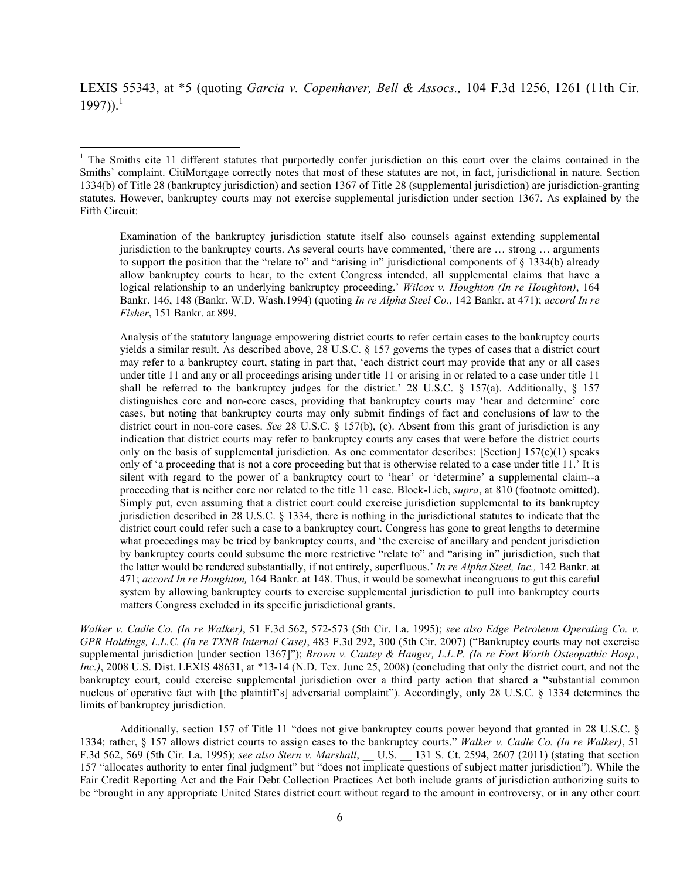LEXIS 55343, at *5 (quoting *Garcia v. Copenhaver, Bell & Assocs.,* 104 F.3d 1256, 1261 (11th Cir. 1997)).[1]

---

[1] The Smiths cite 11 different statutes that purportedly confer jurisdiction on this court over the claims contained in the Smiths' complaint. CitiMortgage correctly notes that most of these statutes are not, in fact, jurisdictional in nature. Section 1334(b) of Title 28 (bankruptcy jurisdiction) and section 1367 of Title 28 (supplemental jurisdiction) are jurisdiction-granting statutes. However, bankruptcy courts may not exercise supplemental jurisdiction under section 1367. As explained by the Fifth Circuit:

> Examination of the bankruptcy jurisdiction statute itself also counsels against extending supplemental jurisdiction to the bankruptcy courts. As several courts have commented, 'there are … strong … arguments to support the position that the "relate to" and "arising in" jurisdictional components of § 1334(b) already allow bankruptcy courts to hear, to the extent Congress intended, all supplemental claims that have a logical relationship to an underlying bankruptcy proceeding.' *Wilcox v. Houghton (In re Houghton)*, 164 Bankr. 146, 148 (Bankr. W.D. Wash.1994) (quoting *In re Alpha Steel Co.*, 142 Bankr. at 471); *accord In re Fisher*, 151 Bankr. at 899.
>
> Analysis of the statutory language empowering district courts to refer certain cases to the bankruptcy courts yields a similar result. As described above, 28 U.S.C. § 157 governs the types of cases that a district court may refer to a bankruptcy court, stating in part that, 'each district court may provide that any or all cases under title 11 and any or all proceedings arising under title 11 or arising in or related to a case under title 11 shall be referred to the bankruptcy judges for the district.' 28 U.S.C. § 157(a). Additionally, § 157 distinguishes core and non-core cases, providing that bankruptcy courts may 'hear and determine' core cases, but noting that bankruptcy courts may only submit findings of fact and conclusions of law to the district court in non-core cases. *See* 28 U.S.C. § 157(b), (c). Absent from this grant of jurisdiction is any indication that district courts may refer to bankruptcy courts any cases that were before the district courts only on the basis of supplemental jurisdiction. As one commentator describes: [Section] 157(c)(1) speaks only of 'a proceeding that is not a core proceeding but that is otherwise related to a case under title 11.' It is silent with regard to the power of a bankruptcy court to 'hear' or 'determine' a supplemental claim--a proceeding that is neither core nor related to the title 11 case. Block-Lieb, *supra*, at 810 (footnote omitted). Simply put, even assuming that a district court could exercise jurisdiction supplemental to its bankruptcy jurisdiction described in 28 U.S.C. § 1334, there is nothing in the jurisdictional statutes to indicate that the district court could refer such a case to a bankruptcy court. Congress has gone to great lengths to determine what proceedings may be tried by bankruptcy courts, and 'the exercise of ancillary and pendent jurisdiction by bankruptcy courts could subsume the more restrictive "relate to" and "arising in" jurisdiction, such that the latter would be rendered substantially, if not entirely, superfluous.' *In re Alpha Steel, Inc.,* 142 Bankr. at 471; *accord In re Houghton,* 164 Bankr. at 148. Thus, it would be somewhat incongruous to gut this careful system by allowing bankruptcy courts to exercise supplemental jurisdiction to pull into bankruptcy courts matters Congress excluded in its specific jurisdictional grants.

*Walker v. Cadle Co. (In re Walker)*, 51 F.3d 562, 572-573 (5th Cir. La. 1995); *see also Edge Petroleum Operating Co. v. GPR Holdings, L.L.C. (In re TXNB Internal Case)*, 483 F.3d 292, 300 (5th Cir. 2007) ("Bankruptcy courts may not exercise supplemental jurisdiction [under section 1367]"); *Brown v. Cantey & Hanger, L.L.P. (In re Fort Worth Osteopathic Hosp., Inc.)*, 2008 U.S. Dist. LEXIS 48631, at *13-14 (N.D. Tex. June 25, 2008) (concluding that only the district court, and not the bankruptcy court, could exercise supplemental jurisdiction over a third party action that shared a "substantial common nucleus of operative fact with [the plaintiff's] adversarial complaint"). Accordingly, only 28 U.S.C. § 1334 determines the limits of bankruptcy jurisdiction.

Additionally, section 157 of Title 11 "does not give bankruptcy courts power beyond that granted in 28 U.S.C. § 1334; rather, § 157 allows district courts to assign cases to the bankruptcy courts." *Walker v. Cadle Co. (In re Walker)*, 51 F.3d 562, 569 (5th Cir. La. 1995); *see also Stern v. Marshall*, \_\_ U.S. \_\_ 131 S. Ct. 2594, 2607 (2011) (stating that section 157 "allocates authority to enter final judgment" but "does not implicate questions of subject matter jurisdiction"). While the Fair Credit Reporting Act and the Fair Debt Collection Practices Act both include grants of jurisdiction authorizing suits to be "brought in any appropriate United States district court without regard to the amount in controversy, or in any other court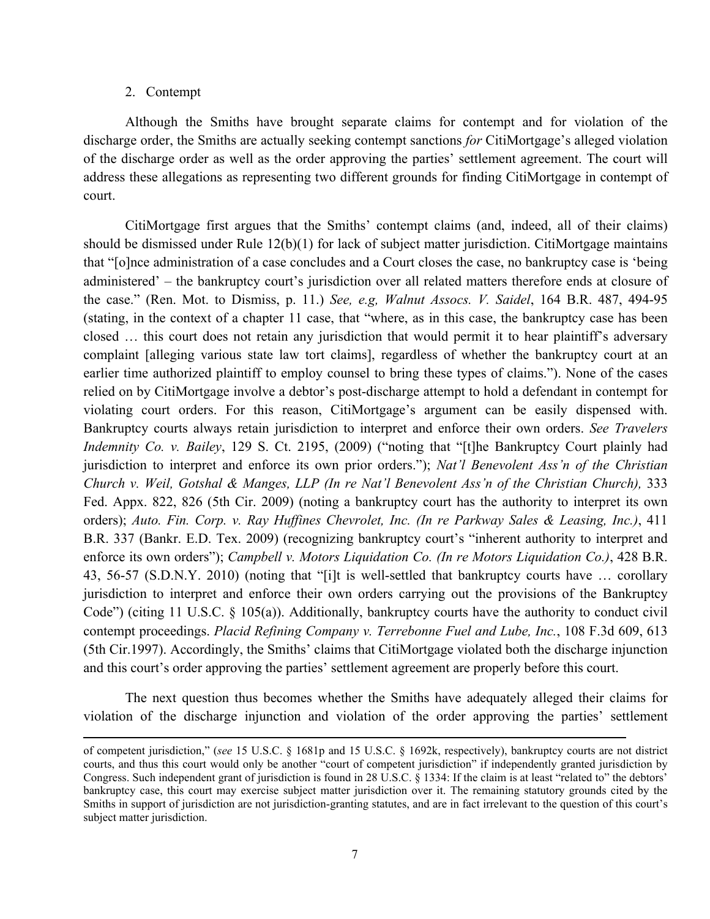2. Contempt

Although the Smiths have brought separate claims for contempt and for violation of the discharge order, the Smiths are actually seeking contempt sanctions *for* CitiMortgage's alleged violation of the discharge order as well as the order approving the parties' settlement agreement. The court will address these allegations as representing two different grounds for finding CitiMortgage in contempt of court.

CitiMortgage first argues that the Smiths' contempt claims (and, indeed, all of their claims) should be dismissed under Rule 12(b)(1) for lack of subject matter jurisdiction. CitiMortgage maintains that "[o]nce administration of a case concludes and a Court closes the case, no bankruptcy case is 'being administered' – the bankruptcy court's jurisdiction over all related matters therefore ends at closure of the case." (Ren. Mot. to Dismiss, p. 11.) *See, e.g, Walnut Assocs. V. Saidel*, 164 B.R. 487, 494-95 (stating, in the context of a chapter 11 case, that "where, as in this case, the bankruptcy case has been closed … this court does not retain any jurisdiction that would permit it to hear plaintiff's adversary complaint [alleging various state law tort claims], regardless of whether the bankruptcy court at an earlier time authorized plaintiff to employ counsel to bring these types of claims."). None of the cases relied on by CitiMortgage involve a debtor's post-discharge attempt to hold a defendant in contempt for violating court orders. For this reason, CitiMortgage's argument can be easily dispensed with. Bankruptcy courts always retain jurisdiction to interpret and enforce their own orders. *See Travelers Indemnity Co. v. Bailey*, 129 S. Ct. 2195, (2009) ("noting that "[t]he Bankruptcy Court plainly had jurisdiction to interpret and enforce its own prior orders."); *Nat'l Benevolent Ass'n of the Christian Church v. Weil, Gotshal & Manges, LLP (In re Nat'l Benevolent Ass'n of the Christian Church),* 333 Fed. Appx. 822, 826 (5th Cir. 2009) (noting a bankruptcy court has the authority to interpret its own orders); *Auto. Fin. Corp. v. Ray Huffines Chevrolet, Inc. (In re Parkway Sales & Leasing, Inc.)*, 411 B.R. 337 (Bankr. E.D. Tex. 2009) (recognizing bankruptcy court's "inherent authority to interpret and enforce its own orders"); *Campbell v. Motors Liquidation Co. (In re Motors Liquidation Co.)*, 428 B.R. 43, 56-57 (S.D.N.Y. 2010) (noting that "[i]t is well-settled that bankruptcy courts have … corollary jurisdiction to interpret and enforce their own orders carrying out the provisions of the Bankruptcy Code") (citing 11 U.S.C. § 105(a)). Additionally, bankruptcy courts have the authority to conduct civil contempt proceedings. *Placid Refining Company v. Terrebonne Fuel and Lube, Inc.*, 108 F.3d 609, 613 (5th Cir.1997). Accordingly, the Smiths' claims that CitiMortgage violated both the discharge injunction and this court's order approving the parties' settlement agreement are properly before this court.

The next question thus becomes whether the Smiths have adequately alleged their claims for violation of the discharge injunction and violation of the order approving the parties' settlement

---

of competent jurisdiction," (*see* 15 U.S.C. § 1681p and 15 U.S.C. § 1692k, respectively), bankruptcy courts are not district courts, and thus this court would only be another "court of competent jurisdiction" if independently granted jurisdiction by Congress. Such independent grant of jurisdiction is found in 28 U.S.C. § 1334: If the claim is at least "related to" the debtors' bankruptcy case, this court may exercise subject matter jurisdiction over it. The remaining statutory grounds cited by the Smiths in support of jurisdiction are not jurisdiction-granting statutes, and are in fact irrelevant to the question of this court's subject matter jurisdiction.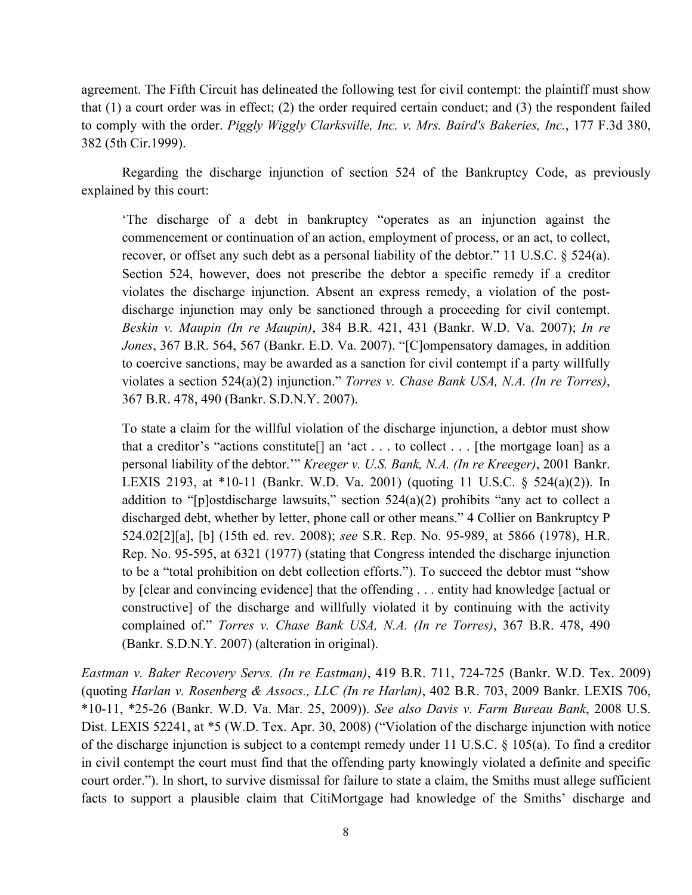agreement. The Fifth Circuit has delineated the following test for civil contempt: the plaintiff must show that (1) a court order was in effect; (2) the order required certain conduct; and (3) the respondent failed to comply with the order. *Piggly Wiggly Clarksville, Inc. v. Mrs. Baird's Bakeries, Inc.*, 177 F.3d 380, 382 (5th Cir.1999).

Regarding the discharge injunction of section 524 of the Bankruptcy Code, as previously explained by this court:

> 'The discharge of a debt in bankruptcy "operates as an injunction against the commencement or continuation of an action, employment of process, or an act, to collect, recover, or offset any such debt as a personal liability of the debtor." 11 U.S.C. § 524(a). Section 524, however, does not prescribe the debtor a specific remedy if a creditor violates the discharge injunction. Absent an express remedy, a violation of the post-discharge injunction may only be sanctioned through a proceeding for civil contempt. *Beskin v. Maupin (In re Maupin)*, 384 B.R. 421, 431 (Bankr. W.D. Va. 2007); *In re Jones*, 367 B.R. 564, 567 (Bankr. E.D. Va. 2007). "[C]ompensatory damages, in addition to coercive sanctions, may be awarded as a sanction for civil contempt if a party willfully violates a section 524(a)(2) injunction." *Torres v. Chase Bank USA, N.A. (In re Torres)*, 367 B.R. 478, 490 (Bankr. S.D.N.Y. 2007).
>
> To state a claim for the willful violation of the discharge injunction, a debtor must show that a creditor's "actions constitute[] an 'act . . . to collect . . . [the mortgage loan] as a personal liability of the debtor.'" *Kreeger v. U.S. Bank, N.A. (In re Kreeger)*, 2001 Bankr. LEXIS 2193, at *10-11 (Bankr. W.D. Va. 2001) (quoting 11 U.S.C. § 524(a)(2)). In addition to "[p]ostdischarge lawsuits," section 524(a)(2) prohibits "any act to collect a discharged debt, whether by letter, phone call or other means." 4 Collier on Bankruptcy P 524.02[2][a], [b] (15th ed. rev. 2008); *see* S.R. Rep. No. 95-989, at 5866 (1978), H.R. Rep. No. 95-595, at 6321 (1977) (stating that Congress intended the discharge injunction to be a "total prohibition on debt collection efforts."). To succeed the debtor must "show by [clear and convincing evidence] that the offending . . . entity had knowledge [actual or constructive] of the discharge and willfully violated it by continuing with the activity complained of." *Torres v. Chase Bank USA, N.A. (In re Torres)*, 367 B.R. 478, 490 (Bankr. S.D.N.Y. 2007) (alteration in original).

*Eastman v. Baker Recovery Servs. (In re Eastman)*, 419 B.R. 711, 724-725 (Bankr. W.D. Tex. 2009) (quoting *Harlan v. Rosenberg & Assocs., LLC (In re Harlan)*, 402 B.R. 703, 2009 Bankr. LEXIS 706, *10-11, *25-26 (Bankr. W.D. Va. Mar. 25, 2009)). *See also Davis v. Farm Bureau Bank*, 2008 U.S. Dist. LEXIS 52241, at *5 (W.D. Tex. Apr. 30, 2008) ("Violation of the discharge injunction with notice of the discharge injunction is subject to a contempt remedy under 11 U.S.C. § 105(a). To find a creditor in civil contempt the court must find that the offending party knowingly violated a definite and specific court order."). In short, to survive dismissal for failure to state a claim, the Smiths must allege sufficient facts to support a plausible claim that CitiMortgage had knowledge of the Smiths' discharge and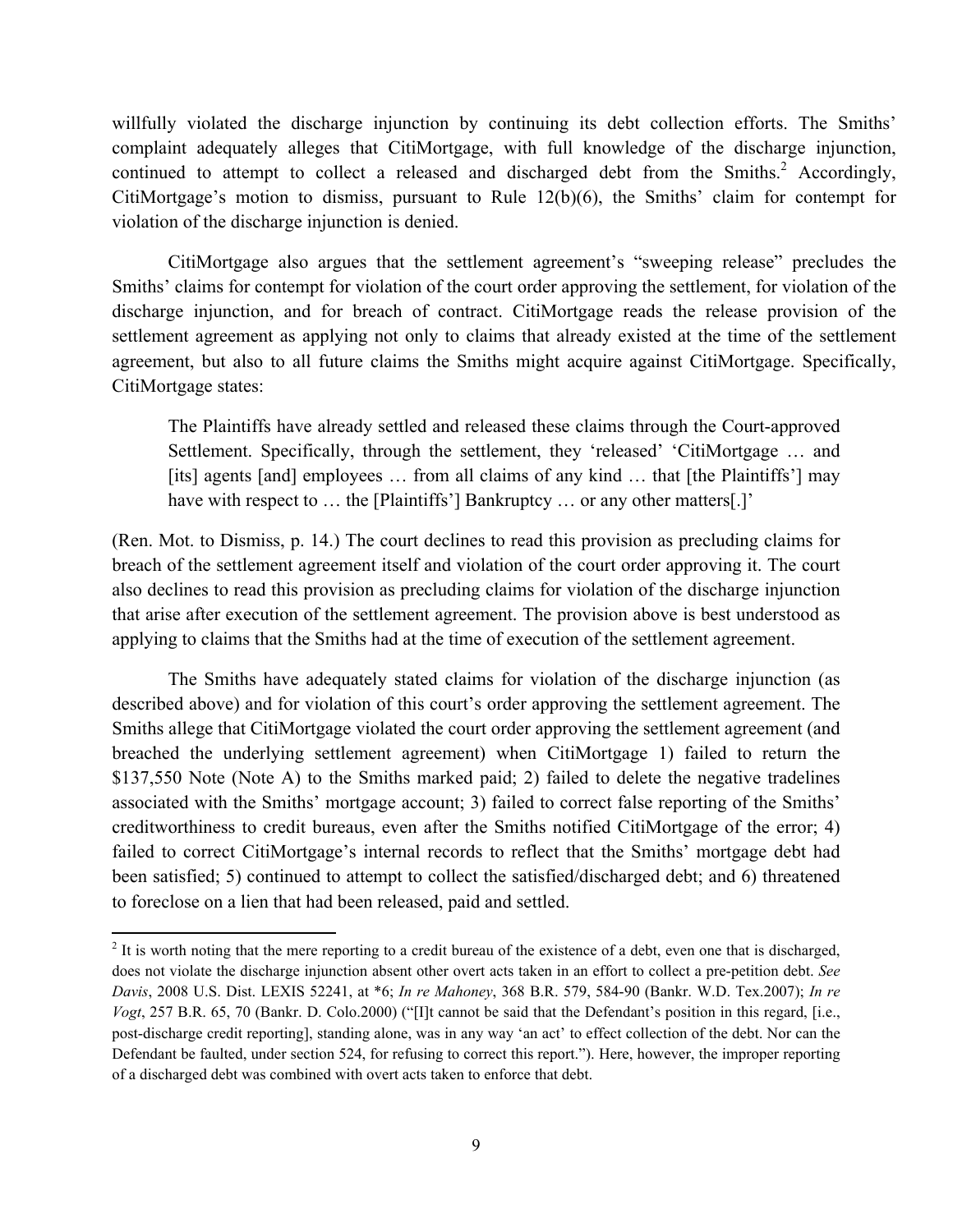willfully violated the discharge injunction by continuing its debt collection efforts. The Smiths' complaint adequately alleges that CitiMortgage, with full knowledge of the discharge injunction, continued to attempt to collect a released and discharged debt from the Smiths.[2] Accordingly, CitiMortgage's motion to dismiss, pursuant to Rule 12(b)(6), the Smiths' claim for contempt for violation of the discharge injunction is denied.

CitiMortgage also argues that the settlement agreement's "sweeping release" precludes the Smiths' claims for contempt for violation of the court order approving the settlement, for violation of the discharge injunction, and for breach of contract. CitiMortgage reads the release provision of the settlement agreement as applying not only to claims that already existed at the time of the settlement agreement, but also to all future claims the Smiths might acquire against CitiMortgage. Specifically, CitiMortgage states:

> The Plaintiffs have already settled and released these claims through the Court-approved Settlement. Specifically, through the settlement, they 'released' 'CitiMortgage … and [its] agents [and] employees … from all claims of any kind … that [the Plaintiffs'] may have with respect to … the [Plaintiffs'] Bankruptcy … or any other matters[.]'

(Ren. Mot. to Dismiss, p. 14.) The court declines to read this provision as precluding claims for breach of the settlement agreement itself and violation of the court order approving it. The court also declines to read this provision as precluding claims for violation of the discharge injunction that arise after execution of the settlement agreement. The provision above is best understood as applying to claims that the Smiths had at the time of execution of the settlement agreement.

The Smiths have adequately stated claims for violation of the discharge injunction (as described above) and for violation of this court's order approving the settlement agreement. The Smiths allege that CitiMortgage violated the court order approving the settlement agreement (and breached the underlying settlement agreement) when CitiMortgage 1) failed to return the $137,550 Note (Note A) to the Smiths marked paid; 2) failed to delete the negative tradelines associated with the Smiths' mortgage account; 3) failed to correct false reporting of the Smiths' creditworthiness to credit bureaus, even after the Smiths notified CitiMortgage of the error; 4) failed to correct CitiMortgage's internal records to reflect that the Smiths' mortgage debt had been satisfied; 5) continued to attempt to collect the satisfied/discharged debt; and 6) threatened to foreclose on a lien that had been released, paid and settled.

---

[2] It is worth noting that the mere reporting to a credit bureau of the existence of a debt, even one that is discharged, does not violate the discharge injunction absent other overt acts taken in an effort to collect a pre-petition debt. *See Davis*, 2008 U.S. Dist. LEXIS 52241, at *6; *In re Mahoney*, 368 B.R. 579, 584-90 (Bankr. W.D. Tex.2007); *In re Vogt*, 257 B.R. 65, 70 (Bankr. D. Colo.2000) ("[I]t cannot be said that the Defendant's position in this regard, [i.e., post-discharge credit reporting], standing alone, was in any way 'an act' to effect collection of the debt. Nor can the Defendant be faulted, under section 524, for refusing to correct this report."). Here, however, the improper reporting of a discharged debt was combined with overt acts taken to enforce that debt.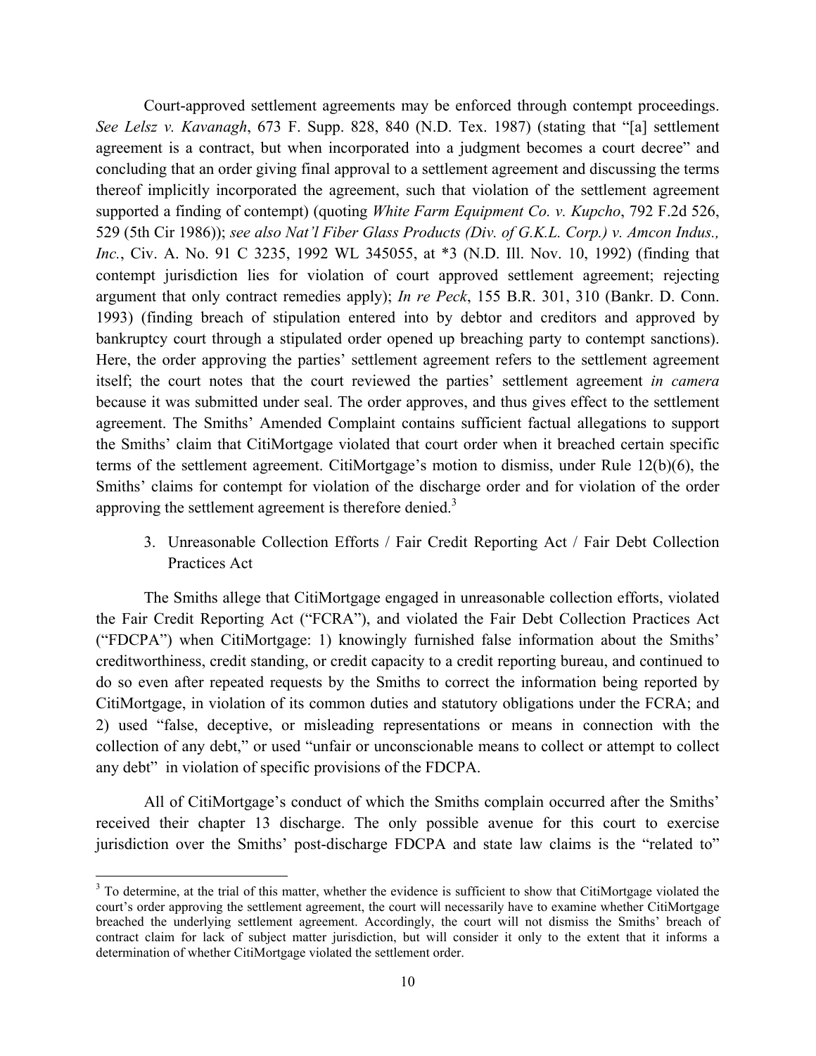Court-approved settlement agreements may be enforced through contempt proceedings. *See Lelsz v. Kavanagh*, 673 F. Supp. 828, 840 (N.D. Tex. 1987) (stating that "[a] settlement agreement is a contract, but when incorporated into a judgment becomes a court decree" and concluding that an order giving final approval to a settlement agreement and discussing the terms thereof implicitly incorporated the agreement, such that violation of the settlement agreement supported a finding of contempt) (quoting *White Farm Equipment Co. v. Kupcho*, 792 F.2d 526, 529 (5th Cir 1986)); *see also Nat'l Fiber Glass Products (Div. of G.K.L. Corp.) v. Amcon Indus., Inc.*, Civ. A. No. 91 C 3235, 1992 WL 345055, at *3 (N.D. Ill. Nov. 10, 1992) (finding that contempt jurisdiction lies for violation of court approved settlement agreement; rejecting argument that only contract remedies apply); *In re Peck*, 155 B.R. 301, 310 (Bankr. D. Conn. 1993) (finding breach of stipulation entered into by debtor and creditors and approved by bankruptcy court through a stipulated order opened up breaching party to contempt sanctions). Here, the order approving the parties' settlement agreement refers to the settlement agreement itself; the court notes that the court reviewed the parties' settlement agreement *in camera* because it was submitted under seal. The order approves, and thus gives effect to the settlement agreement. The Smiths' Amended Complaint contains sufficient factual allegations to support the Smiths' claim that CitiMortgage violated that court order when it breached certain specific terms of the settlement agreement. CitiMortgage's motion to dismiss, under Rule 12(b)(6), the Smiths' claims for contempt for violation of the discharge order and for violation of the order approving the settlement agreement is therefore denied.[3]

3. Unreasonable Collection Efforts / Fair Credit Reporting Act / Fair Debt Collection Practices Act

The Smiths allege that CitiMortgage engaged in unreasonable collection efforts, violated the Fair Credit Reporting Act ("FCRA"), and violated the Fair Debt Collection Practices Act ("FDCPA") when CitiMortgage: 1) knowingly furnished false information about the Smiths' creditworthiness, credit standing, or credit capacity to a credit reporting bureau, and continued to do so even after repeated requests by the Smiths to correct the information being reported by CitiMortgage, in violation of its common duties and statutory obligations under the FCRA; and 2) used "false, deceptive, or misleading representations or means in connection with the collection of any debt," or used "unfair or unconscionable means to collect or attempt to collect any debt" in violation of specific provisions of the FDCPA.

All of CitiMortgage's conduct of which the Smiths complain occurred after the Smiths' received their chapter 13 discharge. The only possible avenue for this court to exercise jurisdiction over the Smiths' post-discharge FDCPA and state law claims is the "related to"

[3] To determine, at the trial of this matter, whether the evidence is sufficient to show that CitiMortgage violated the court's order approving the settlement agreement, the court will necessarily have to examine whether CitiMortgage breached the underlying settlement agreement. Accordingly, the court will not dismiss the Smiths' breach of contract claim for lack of subject matter jurisdiction, but will consider it only to the extent that it informs a determination of whether CitiMortgage violated the settlement order.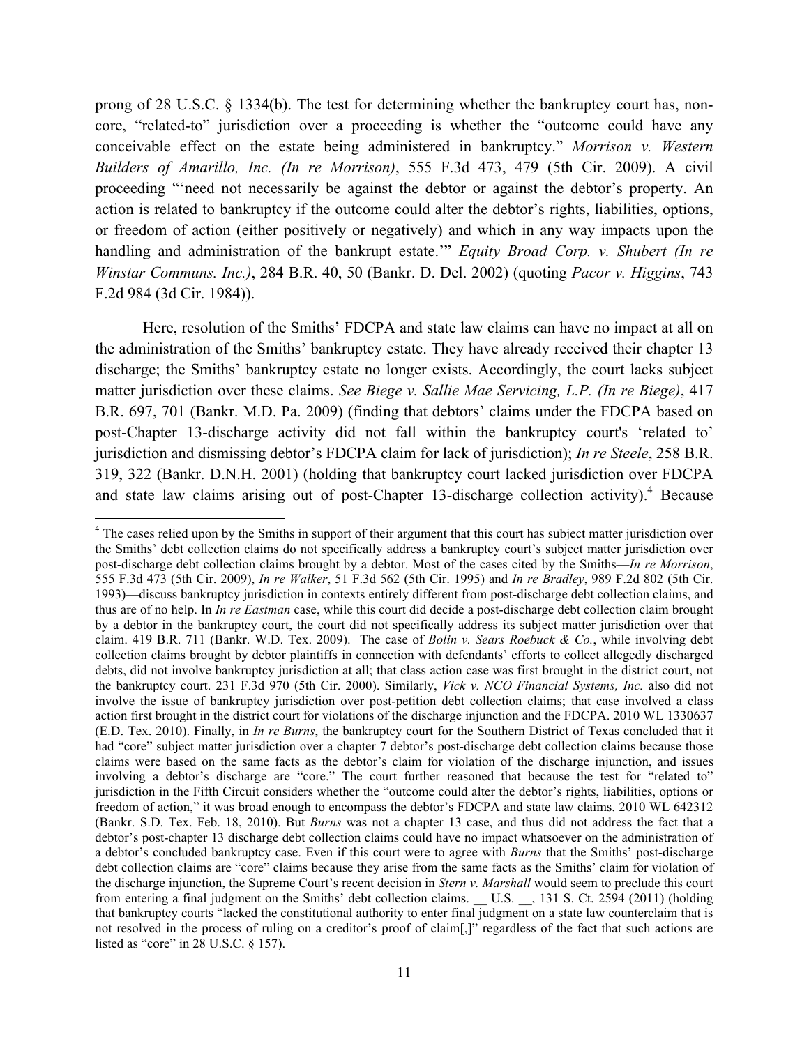prong of 28 U.S.C. § 1334(b). The test for determining whether the bankruptcy court has, non-core, "related-to" jurisdiction over a proceeding is whether the "outcome could have any conceivable effect on the estate being administered in bankruptcy." *Morrison v. Western Builders of Amarillo, Inc. (In re Morrison)*, 555 F.3d 473, 479 (5th Cir. 2009). A civil proceeding "'need not necessarily be against the debtor or against the debtor's property. An action is related to bankruptcy if the outcome could alter the debtor's rights, liabilities, options, or freedom of action (either positively or negatively) and which in any way impacts upon the handling and administration of the bankrupt estate.'" *Equity Broad Corp. v. Shubert (In re Winstar Communs. Inc.)*, 284 B.R. 40, 50 (Bankr. D. Del. 2002) (quoting *Pacor v. Higgins*, 743 F.2d 984 (3d Cir. 1984)).

Here, resolution of the Smiths' FDCPA and state law claims can have no impact at all on the administration of the Smiths' bankruptcy estate. They have already received their chapter 13 discharge; the Smiths' bankruptcy estate no longer exists. Accordingly, the court lacks subject matter jurisdiction over these claims. *See Biege v. Sallie Mae Servicing, L.P. (In re Biege)*, 417 B.R. 697, 701 (Bankr. M.D. Pa. 2009) (finding that debtors' claims under the FDCPA based on post-Chapter 13-discharge activity did not fall within the bankruptcy court's 'related to' jurisdiction and dismissing debtor's FDCPA claim for lack of jurisdiction); *In re Steele*, 258 B.R. 319, 322 (Bankr. D.N.H. 2001) (holding that bankruptcy court lacked jurisdiction over FDCPA and state law claims arising out of post-Chapter 13-discharge collection activity).[4] Because

[4] The cases relied upon by the Smiths in support of their argument that this court has subject matter jurisdiction over the Smiths' debt collection claims do not specifically address a bankruptcy court's subject matter jurisdiction over post-discharge debt collection claims brought by a debtor. Most of the cases cited by the Smiths—*In re Morrison*, 555 F.3d 473 (5th Cir. 2009), *In re Walker*, 51 F.3d 562 (5th Cir. 1995) and *In re Bradley*, 989 F.2d 802 (5th Cir. 1993)—discuss bankruptcy jurisdiction in contexts entirely different from post-discharge debt collection claims, and thus are of no help. In *In re Eastman* case, while this court did decide a post-discharge debt collection claim brought by a debtor in the bankruptcy court, the court did not specifically address its subject matter jurisdiction over that claim. 419 B.R. 711 (Bankr. W.D. Tex. 2009). The case of *Bolin v. Sears Roebuck & Co.*, while involving debt collection claims brought by debtor plaintiffs in connection with defendants' efforts to collect allegedly discharged debts, did not involve bankruptcy jurisdiction at all; that class action case was first brought in the district court, not the bankruptcy court. 231 F.3d 970 (5th Cir. 2000). Similarly, *Vick v. NCO Financial Systems, Inc.* also did not involve the issue of bankruptcy jurisdiction over post-petition debt collection claims; that case involved a class action first brought in the district court for violations of the discharge injunction and the FDCPA. 2010 WL 1330637 (E.D. Tex. 2010). Finally, in *In re Burns*, the bankruptcy court for the Southern District of Texas concluded that it had "core" subject matter jurisdiction over a chapter 7 debtor's post-discharge debt collection claims because those claims were based on the same facts as the debtor's claim for violation of the discharge injunction, and issues involving a debtor's discharge are "core." The court further reasoned that because the test for "related to" jurisdiction in the Fifth Circuit considers whether the "outcome could alter the debtor's rights, liabilities, options or freedom of action," it was broad enough to encompass the debtor's FDCPA and state law claims. 2010 WL 642312 (Bankr. S.D. Tex. Feb. 18, 2010). But *Burns* was not a chapter 13 case, and thus did not address the fact that a debtor's post-chapter 13 discharge debt collection claims could have no impact whatsoever on the administration of a debtor's concluded bankruptcy case. Even if this court were to agree with *Burns* that the Smiths' post-discharge debt collection claims are "core" claims because they arise from the same facts as the Smiths' claim for violation of the discharge injunction, the Supreme Court's recent decision in *Stern v. Marshall* would seem to preclude this court from entering a final judgment on the Smiths' debt collection claims. __ U.S. __, 131 S. Ct. 2594 (2011) (holding that bankruptcy courts "lacked the constitutional authority to enter final judgment on a state law counterclaim that is not resolved in the process of ruling on a creditor's proof of claim[,]" regardless of the fact that such actions are listed as "core" in 28 U.S.C. § 157).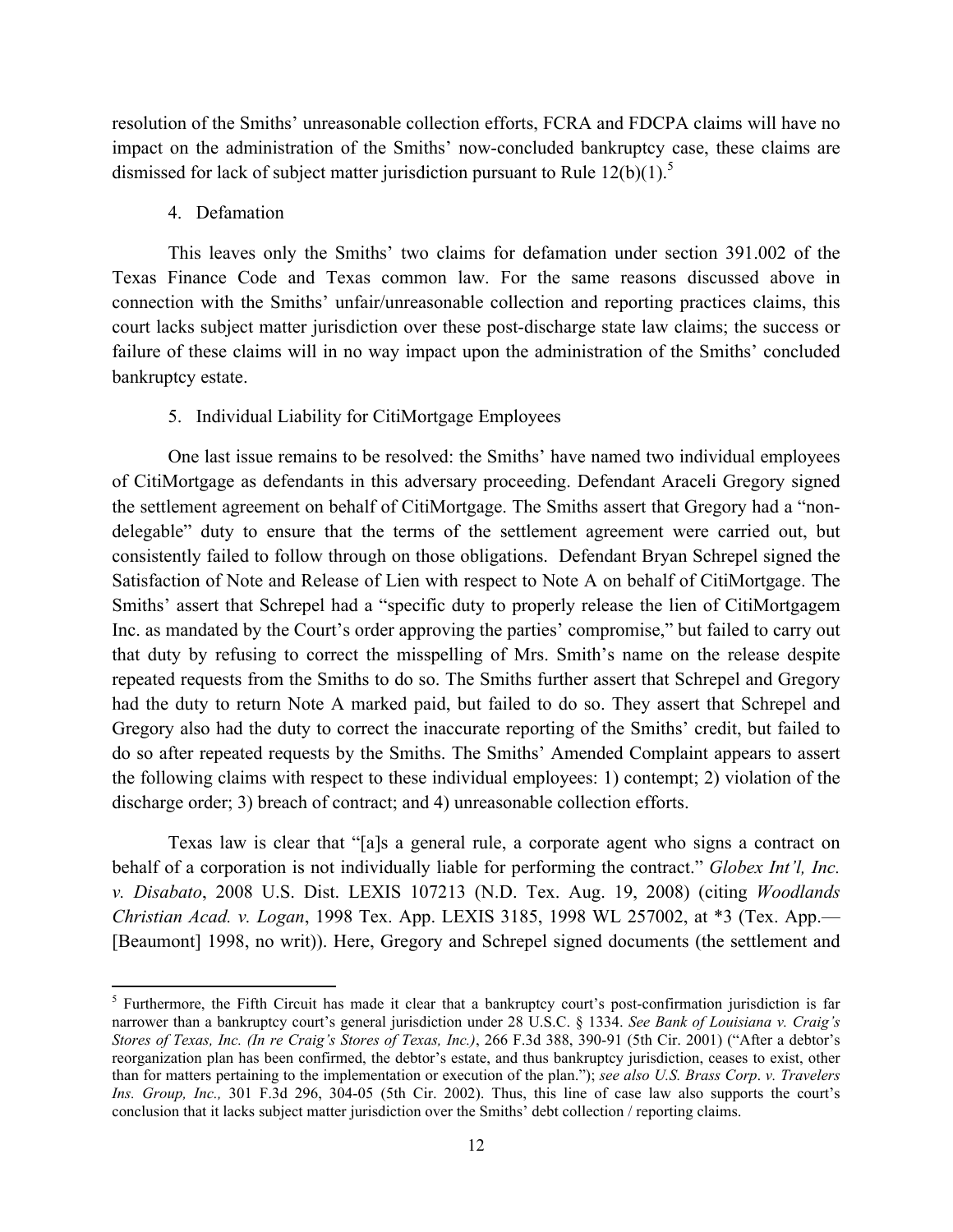resolution of the Smiths' unreasonable collection efforts, FCRA and FDCPA claims will have no impact on the administration of the Smiths' now-concluded bankruptcy case, these claims are dismissed for lack of subject matter jurisdiction pursuant to Rule 12(b)(1).[5]

4. Defamation

This leaves only the Smiths' two claims for defamation under section 391.002 of the Texas Finance Code and Texas common law. For the same reasons discussed above in connection with the Smiths' unfair/unreasonable collection and reporting practices claims, this court lacks subject matter jurisdiction over these post-discharge state law claims; the success or failure of these claims will in no way impact upon the administration of the Smiths' concluded bankruptcy estate.

5. Individual Liability for CitiMortgage Employees

One last issue remains to be resolved: the Smiths' have named two individual employees of CitiMortgage as defendants in this adversary proceeding. Defendant Araceli Gregory signed the settlement agreement on behalf of CitiMortgage. The Smiths assert that Gregory had a "non-delegable" duty to ensure that the terms of the settlement agreement were carried out, but consistently failed to follow through on those obligations. Defendant Bryan Schrepel signed the Satisfaction of Note and Release of Lien with respect to Note A on behalf of CitiMortgage. The Smiths' assert that Schrepel had a "specific duty to properly release the lien of CitiMortgagem Inc. as mandated by the Court's order approving the parties' compromise," but failed to carry out that duty by refusing to correct the misspelling of Mrs. Smith's name on the release despite repeated requests from the Smiths to do so. The Smiths further assert that Schrepel and Gregory had the duty to return Note A marked paid, but failed to do so. They assert that Schrepel and Gregory also had the duty to correct the inaccurate reporting of the Smiths' credit, but failed to do so after repeated requests by the Smiths. The Smiths' Amended Complaint appears to assert the following claims with respect to these individual employees: 1) contempt; 2) violation of the discharge order; 3) breach of contract; and 4) unreasonable collection efforts.

Texas law is clear that "[a]s a general rule, a corporate agent who signs a contract on behalf of a corporation is not individually liable for performing the contract." *Globex Int'l, Inc. v. Disabato*, 2008 U.S. Dist. LEXIS 107213 (N.D. Tex. Aug. 19, 2008) (citing *Woodlands Christian Acad. v. Logan*, 1998 Tex. App. LEXIS 3185, 1998 WL 257002, at *3 (Tex. App.— [Beaumont] 1998, no writ)). Here, Gregory and Schrepel signed documents (the settlement and

---

[5] Furthermore, the Fifth Circuit has made it clear that a bankruptcy court's post-confirmation jurisdiction is far narrower than a bankruptcy court's general jurisdiction under 28 U.S.C. § 1334. *See Bank of Louisiana v. Craig's Stores of Texas, Inc. (In re Craig's Stores of Texas, Inc.)*, 266 F.3d 388, 390-91 (5th Cir. 2001) ("After a debtor's reorganization plan has been confirmed, the debtor's estate, and thus bankruptcy jurisdiction, ceases to exist, other than for matters pertaining to the implementation or execution of the plan."); *see also U.S. Brass Corp. v. Travelers Ins. Group, Inc.,* 301 F.3d 296, 304-05 (5th Cir. 2002). Thus, this line of case law also supports the court's conclusion that it lacks subject matter jurisdiction over the Smiths' debt collection / reporting claims.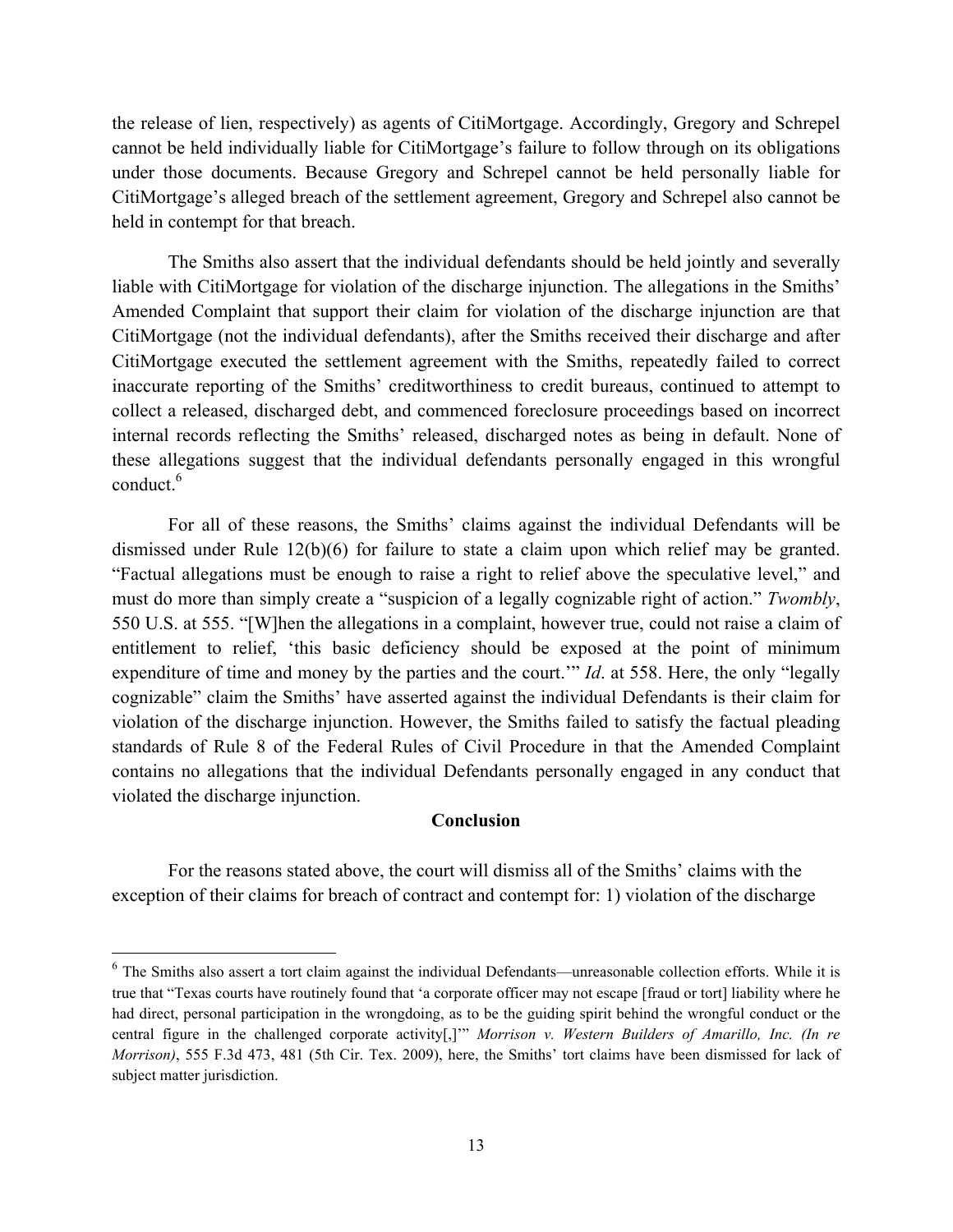the release of lien, respectively) as agents of CitiMortgage. Accordingly, Gregory and Schrepel cannot be held individually liable for CitiMortgage's failure to follow through on its obligations under those documents. Because Gregory and Schrepel cannot be held personally liable for CitiMortgage's alleged breach of the settlement agreement, Gregory and Schrepel also cannot be held in contempt for that breach.

The Smiths also assert that the individual defendants should be held jointly and severally liable with CitiMortgage for violation of the discharge injunction. The allegations in the Smiths' Amended Complaint that support their claim for violation of the discharge injunction are that CitiMortgage (not the individual defendants), after the Smiths received their discharge and after CitiMortgage executed the settlement agreement with the Smiths, repeatedly failed to correct inaccurate reporting of the Smiths' creditworthiness to credit bureaus, continued to attempt to collect a released, discharged debt, and commenced foreclosure proceedings based on incorrect internal records reflecting the Smiths' released, discharged notes as being in default. None of these allegations suggest that the individual defendants personally engaged in this wrongful conduct.[6]

For all of these reasons, the Smiths' claims against the individual Defendants will be dismissed under Rule 12(b)(6) for failure to state a claim upon which relief may be granted. "Factual allegations must be enough to raise a right to relief above the speculative level," and must do more than simply create a "suspicion of a legally cognizable right of action." *Twombly*, 550 U.S. at 555. "[W]hen the allegations in a complaint, however true, could not raise a claim of entitlement to relief, 'this basic deficiency should be exposed at the point of minimum expenditure of time and money by the parties and the court.'" *Id*. at 558. Here, the only "legally cognizable" claim the Smiths' have asserted against the individual Defendants is their claim for violation of the discharge injunction. However, the Smiths failed to satisfy the factual pleading standards of Rule 8 of the Federal Rules of Civil Procedure in that the Amended Complaint contains no allegations that the individual Defendants personally engaged in any conduct that violated the discharge injunction.

## Conclusion

For the reasons stated above, the court will dismiss all of the Smiths' claims with the exception of their claims for breach of contract and contempt for: 1) violation of the discharge

---

[6] The Smiths also assert a tort claim against the individual Defendants—unreasonable collection efforts. While it is true that "Texas courts have routinely found that 'a corporate officer may not escape [fraud or tort] liability where he had direct, personal participation in the wrongdoing, as to be the guiding spirit behind the wrongful conduct or the central figure in the challenged corporate activity[,]'" *Morrison v. Western Builders of Amarillo, Inc. (In re Morrison)*, 555 F.3d 473, 481 (5th Cir. Tex. 2009), here, the Smiths' tort claims have been dismissed for lack of subject matter jurisdiction.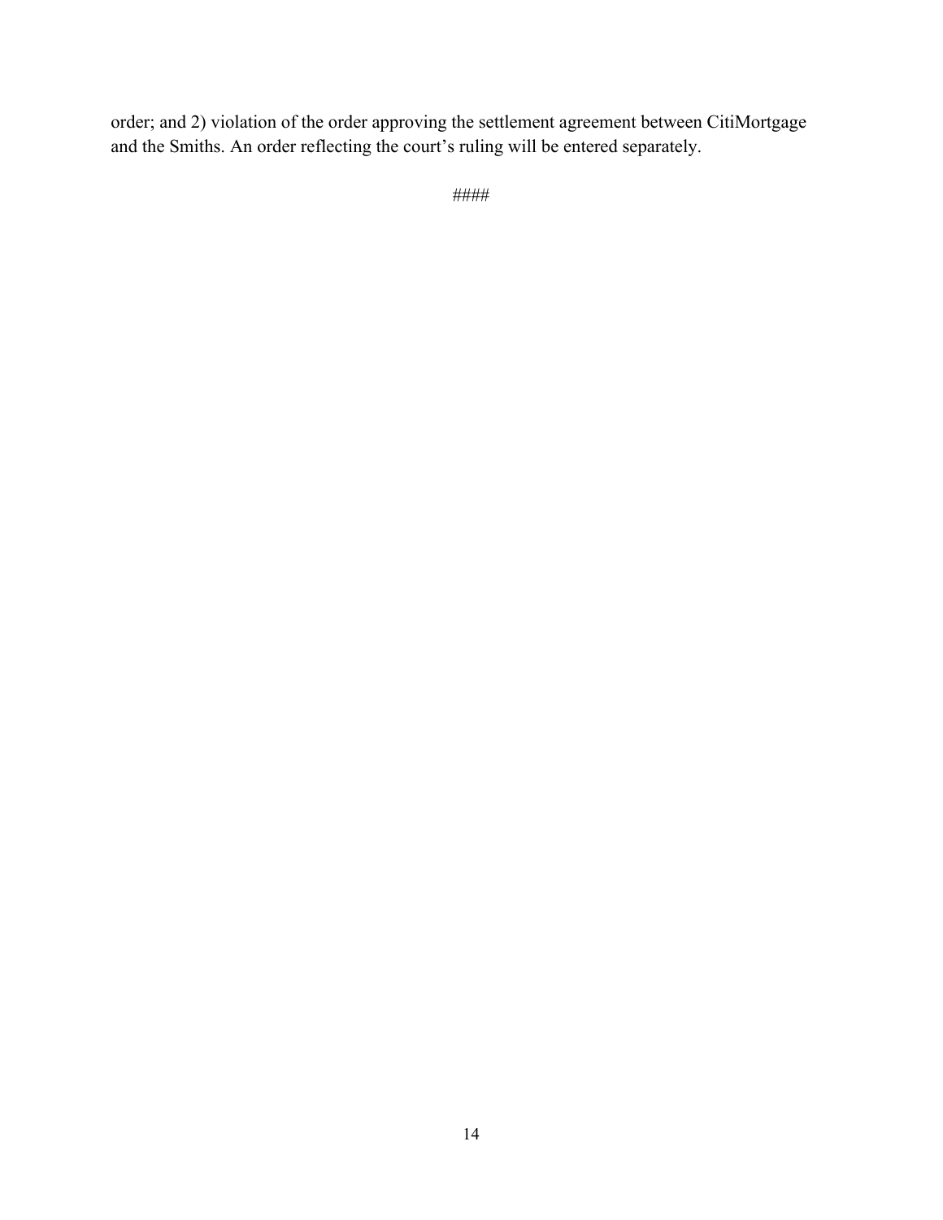order; and 2) violation of the order approving the settlement agreement between CitiMortgage and the Smiths. An order reflecting the court's ruling will be entered separately.

####